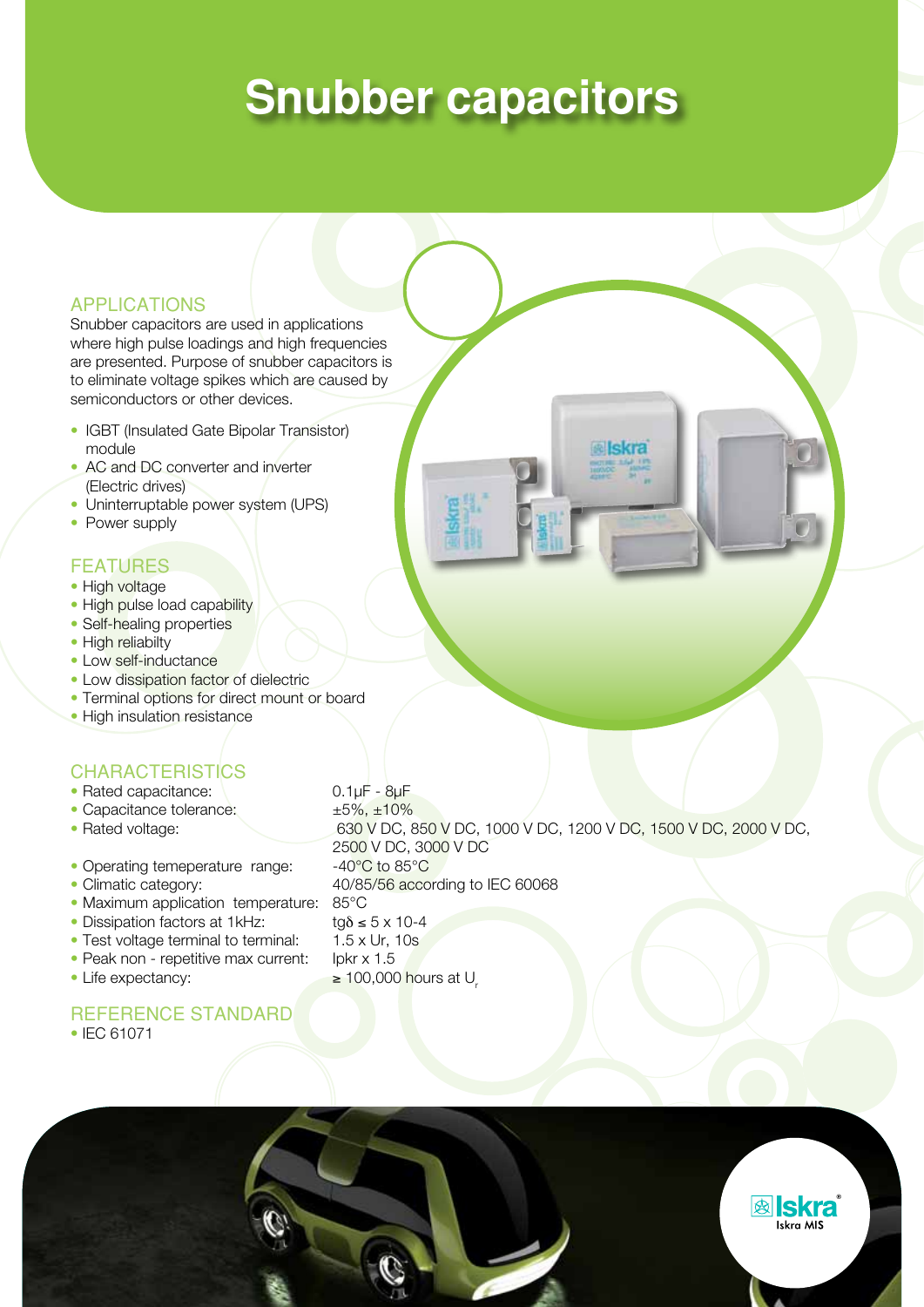# Snubber capacitors

## APPLICATIONS

Snubber capacitors are used in applications where high pulse loadings and high frequencies are presented. Purpose of snubber capacitors is to eliminate voltage spikes which are caused by semiconductors or other devices.

- IGBT (Insulated Gate Bipolar Transistor) module
- AC and DC converter and inverter (Electric drives)
- Uninterruptable power system (UPS)
- Power supply

## FEATURES

- High voltage
- High pulse load capability
- Self-healing properties
- High reliabilty
- Low self-inductance
- Low dissipation factor of dielectric
- Terminal options for direct mount or board
- High insulation resistance

## CHARACTERISTICS

- Rated capacitance: 0.1µF - 8µF
- Capacitance tolerance: ±5%, ±10%
- Rated voltage: 630 V DC, 850 V DC, 1000 V DC, 1200 V DC, 1500 V DC, 2000 V DC, 2500 V DC, 3000 V DC
- Operating temeperature range: -40°C to 85°C
- Climatic category: 40/85/56 according to IEC 60068
- Maximum application temperature: 85°C
- Dissipation factors at 1kHz: tgδ ≤ 5 x 10-4
- Test voltage terminal to terminal: 1.5 x Ur, 10s
- Peak non - repetitive max current: Ipkr x 1.5
- Life expectancy: ≥ 100,000 hours at $U_r$

## REFERENCE STANDARD

- IEC 61071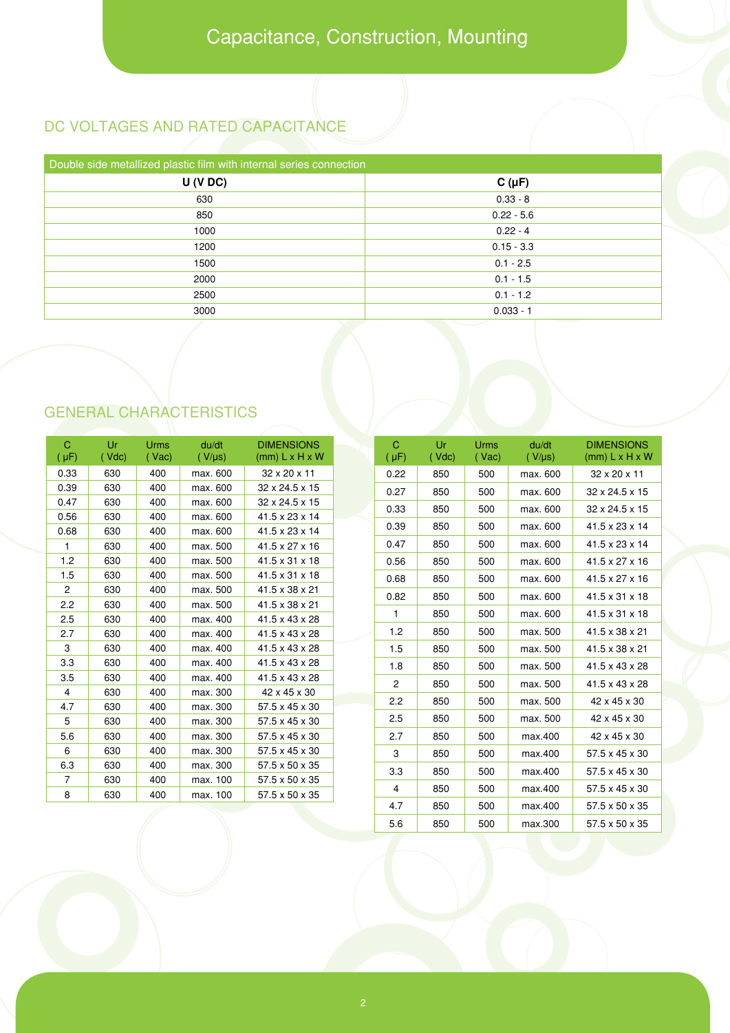# Capacitance, Construction, Mounting

## DC VOLTAGES AND RATED CAPACITANCE

| Double side metallized plastic film with internal series connection | |
|---|---|
| **U (V DC)** | **C (µF)** |
| 630 | 0.33 - 8 |
| 850 | 0.22 - 5.6 |
| 1000 | 0.22 - 4 |
| 1200 | 0.15 - 3.3 |
| 1500 | 0.1 - 2.5 |
| 2000 | 0.1 - 1.5 |
| 2500 | 0.1 - 1.2 |
| 3000 | 0.033 - 1 |

## GENERAL CHARACTERISTICS

| C ( µF) | Ur ( Vdc) | Urms ( Vac) | du/dt ( V/µs) | DIMENSIONS (mm) L x H x W |
|---|---|---|---|---|
| 0.33 | 630 | 400 | max. 600 | 32 x 20 x 11 |
| 0.39 | 630 | 400 | max. 600 | 32 x 24.5 x 15 |
| 0.47 | 630 | 400 | max. 600 | 32 x 24.5 x 15 |
| 0.56 | 630 | 400 | max. 600 | 41.5 x 23 x 14 |
| 0.68 | 630 | 400 | max. 600 | 41.5 x 23 x 14 |
| 1 | 630 | 400 | max. 500 | 41.5 x 27 x 16 |
| 1.2 | 630 | 400 | max. 500 | 41.5 x 31 x 18 |
| 1.5 | 630 | 400 | max. 500 | 41.5 x 31 x 18 |
| 2 | 630 | 400 | max. 500 | 41.5 x 38 x 21 |
| 2.2 | 630 | 400 | max. 500 | 41.5 x 38 x 21 |
| 2.5 | 630 | 400 | max. 400 | 41.5 x 43 x 28 |
| 2.7 | 630 | 400 | max. 400 | 41.5 x 43 x 28 |
| 3 | 630 | 400 | max. 400 | 41.5 x 43 x 28 |
| 3.3 | 630 | 400 | max. 400 | 41.5 x 43 x 28 |
| 3.5 | 630 | 400 | max. 400 | 41.5 x 43 x 28 |
| 4 | 630 | 400 | max. 300 | 42 x 45 x 30 |
| 4.7 | 630 | 400 | max. 300 | 57.5 x 45 x 30 |
| 5 | 630 | 400 | max. 300 | 57.5 x 45 x 30 |
| 5.6 | 630 | 400 | max. 300 | 57.5 x 45 x 30 |
| 6 | 630 | 400 | max. 300 | 57.5 x 45 x 30 |
| 6.3 | 630 | 400 | max. 300 | 57.5 x 50 x 35 |
| 7 | 630 | 400 | max. 100 | 57.5 x 50 x 35 |
| 8 | 630 | 400 | max. 100 | 57.5 x 50 x 35 |

| C ( µF) | Ur ( Vdc) | Urms ( Vac) | du/dt ( V/µs) | DIMENSIONS (mm) L x H x W |
|---|---|---|---|---|
| 0.22 | 850 | 500 | max. 600 | 32 x 20 x 11 |
| 0.27 | 850 | 500 | max. 600 | 32 x 24.5 x 15 |
| 0.33 | 850 | 500 | max. 600 | 32 x 24.5 x 15 |
| 0.39 | 850 | 500 | max. 600 | 41.5 x 23 x 14 |
| 0.47 | 850 | 500 | max. 600 | 41.5 x 23 x 14 |
| 0.56 | 850 | 500 | max. 600 | 41.5 x 27 x 16 |
| 0.68 | 850 | 500 | max. 600 | 41.5 x 27 x 16 |
| 0.82 | 850 | 500 | max. 600 | 41.5 x 31 x 18 |
| 1 | 850 | 500 | max. 600 | 41.5 x 31 x 18 |
| 1.2 | 850 | 500 | max. 500 | 41.5 x 38 x 21 |
| 1.5 | 850 | 500 | max. 500 | 41.5 x 38 x 21 |
| 1.8 | 850 | 500 | max. 500 | 41.5 x 43 x 28 |
| 2 | 850 | 500 | max. 500 | 41.5 x 43 x 28 |
| 2.2 | 850 | 500 | max. 500 | 42 x 45 x 30 |
| 2.5 | 850 | 500 | max. 500 | 42 x 45 x 30 |
| 2.7 | 850 | 500 | max.400 | 42 x 45 x 30 |
| 3 | 850 | 500 | max.400 | 57.5 x 45 x 30 |
| 3.3 | 850 | 500 | max.400 | 57.5 x 45 x 30 |
| 4 | 850 | 500 | max.400 | 57.5 x 45 x 30 |
| 4.7 | 850 | 500 | max.400 | 57.5 x 50 x 35 |
| 5.6 | 850 | 500 | max.300 | 57.5 x 50 x 35 |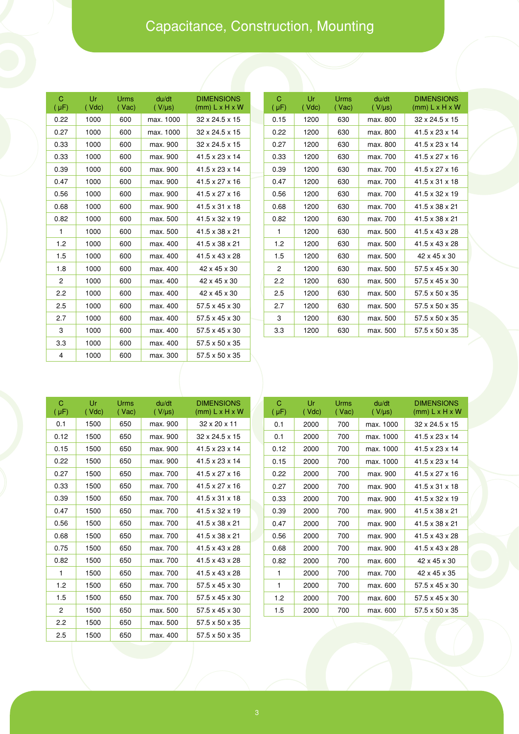# Capacitance, Construction, Mounting

| C (µF) | Ur (Vdc) | Urms (Vac) | du/dt (V/µs) | DIMENSIONS (mm) L x H x W |
|---|---|---|---|---|
| 0.22 | 1000 | 600 | max. 1000 | 32 x 24.5 x 15 |
| 0.27 | 1000 | 600 | max. 1000 | 32 x 24.5 x 15 |
| 0.33 | 1000 | 600 | max. 900 | 32 x 24.5 x 15 |
| 0.33 | 1000 | 600 | max. 900 | 41.5 x 23 x 14 |
| 0.39 | 1000 | 600 | max. 900 | 41.5 x 23 x 14 |
| 0.47 | 1000 | 600 | max. 900 | 41.5 x 27 x 16 |
| 0.56 | 1000 | 600 | max. 900 | 41.5 x 27 x 16 |
| 0.68 | 1000 | 600 | max. 900 | 41.5 x 31 x 18 |
| 0.82 | 1000 | 600 | max. 500 | 41.5 x 32 x 19 |
| 1 | 1000 | 600 | max. 500 | 41.5 x 38 x 21 |
| 1.2 | 1000 | 600 | max. 400 | 41.5 x 38 x 21 |
| 1.5 | 1000 | 600 | max. 400 | 41.5 x 43 x 28 |
| 1.8 | 1000 | 600 | max. 400 | 42 x 45 x 30 |
| 2 | 1000 | 600 | max. 400 | 42 x 45 x 30 |
| 2.2 | 1000 | 600 | max. 400 | 42 x 45 x 30 |
| 2.5 | 1000 | 600 | max. 400 | 57.5 x 45 x 30 |
| 2.7 | 1000 | 600 | max. 400 | 57.5 x 45 x 30 |
| 3 | 1000 | 600 | max. 400 | 57.5 x 45 x 30 |
| 3.3 | 1000 | 600 | max. 400 | 57.5 x 50 x 35 |
| 4 | 1000 | 600 | max. 300 | 57.5 x 50 x 35 |

| C (µF) | Ur (Vdc) | Urms (Vac) | du/dt (V/µs) | DIMENSIONS (mm) L x H x W |
|---|---|---|---|---|
| 0.15 | 1200 | 630 | max. 800 | 32 x 24.5 x 15 |
| 0.22 | 1200 | 630 | max. 800 | 41.5 x 23 x 14 |
| 0.27 | 1200 | 630 | max. 800 | 41.5 x 23 x 14 |
| 0.33 | 1200 | 630 | max. 700 | 41.5 x 27 x 16 |
| 0.39 | 1200 | 630 | max. 700 | 41.5 x 27 x 16 |
| 0.47 | 1200 | 630 | max. 700 | 41.5 x 31 x 18 |
| 0.56 | 1200 | 630 | max. 700 | 41.5 x 32 x 19 |
| 0.68 | 1200 | 630 | max. 700 | 41.5 x 38 x 21 |
| 0.82 | 1200 | 630 | max. 700 | 41.5 x 38 x 21 |
| 1 | 1200 | 630 | max. 500 | 41.5 x 43 x 28 |
| 1.2 | 1200 | 630 | max. 500 | 41.5 x 43 x 28 |
| 1.5 | 1200 | 630 | max. 500 | 42 x 45 x 30 |
| 2 | 1200 | 630 | max. 500 | 57.5 x 45 x 30 |
| 2.2 | 1200 | 630 | max. 500 | 57.5 x 45 x 30 |
| 2.5 | 1200 | 630 | max. 500 | 57.5 x 50 x 35 |
| 2.7 | 1200 | 630 | max. 500 | 57.5 x 50 x 35 |
| 3 | 1200 | 630 | max. 500 | 57.5 x 50 x 35 |
| 3.3 | 1200 | 630 | max. 500 | 57.5 x 50 x 35 |

| C (µF) | Ur (Vdc) | Urms (Vac) | du/dt (V/µs) | DIMENSIONS (mm) L x H x W |
|---|---|---|---|---|
| 0.1 | 1500 | 650 | max. 900 | 32 x 20 x 11 |
| 0.12 | 1500 | 650 | max. 900 | 32 x 24.5 x 15 |
| 0.15 | 1500 | 650 | max. 900 | 41.5 x 23 x 14 |
| 0.22 | 1500 | 650 | max. 900 | 41.5 x 23 x 14 |
| 0.27 | 1500 | 650 | max. 700 | 41.5 x 27 x 16 |
| 0.33 | 1500 | 650 | max. 700 | 41.5 x 27 x 16 |
| 0.39 | 1500 | 650 | max. 700 | 41.5 x 31 x 18 |
| 0.47 | 1500 | 650 | max. 700 | 41.5 x 32 x 19 |
| 0.56 | 1500 | 650 | max. 700 | 41.5 x 38 x 21 |
| 0.68 | 1500 | 650 | max. 700 | 41.5 x 38 x 21 |
| 0.75 | 1500 | 650 | max. 700 | 41.5 x 43 x 28 |
| 0.82 | 1500 | 650 | max. 700 | 41.5 x 43 x 28 |
| 1 | 1500 | 650 | max. 700 | 41.5 x 43 x 28 |
| 1.2 | 1500 | 650 | max. 700 | 57.5 x 45 x 30 |
| 1.5 | 1500 | 650 | max. 700 | 57.5 x 45 x 30 |
| 2 | 1500 | 650 | max. 500 | 57.5 x 45 x 30 |
| 2.2 | 1500 | 650 | max. 500 | 57.5 x 50 x 35 |
| 2.5 | 1500 | 650 | max. 400 | 57.5 x 50 x 35 |

| C (µF) | Ur (Vdc) | Urms (Vac) | du/dt (V/µs) | DIMENSIONS (mm) L x H x W |
|---|---|---|---|---|
| 0.1 | 2000 | 700 | max. 1000 | 32 x 24.5 x 15 |
| 0.1 | 2000 | 700 | max. 1000 | 41.5 x 23 x 14 |
| 0.12 | 2000 | 700 | max. 1000 | 41.5 x 23 x 14 |
| 0.15 | 2000 | 700 | max. 1000 | 41.5 x 23 x 14 |
| 0.22 | 2000 | 700 | max. 900 | 41.5 x 27 x 16 |
| 0.27 | 2000 | 700 | max. 900 | 41.5 x 31 x 18 |
| 0.33 | 2000 | 700 | max. 900 | 41.5 x 32 x 19 |
| 0.39 | 2000 | 700 | max. 900 | 41.5 x 38 x 21 |
| 0.47 | 2000 | 700 | max. 900 | 41.5 x 38 x 21 |
| 0.56 | 2000 | 700 | max. 900 | 41.5 x 43 x 28 |
| 0.68 | 2000 | 700 | max. 900 | 41.5 x 43 x 28 |
| 0.82 | 2000 | 700 | max. 600 | 42 x 45 x 30 |
| 1 | 2000 | 700 | max. 700 | 42 x 45 x 35 |
| 1 | 2000 | 700 | max. 600 | 57.5 x 45 x 30 |
| 1.2 | 2000 | 700 | max. 600 | 57.5 x 45 x 30 |
| 1.5 | 2000 | 700 | max. 600 | 57.5 x 50 x 35 |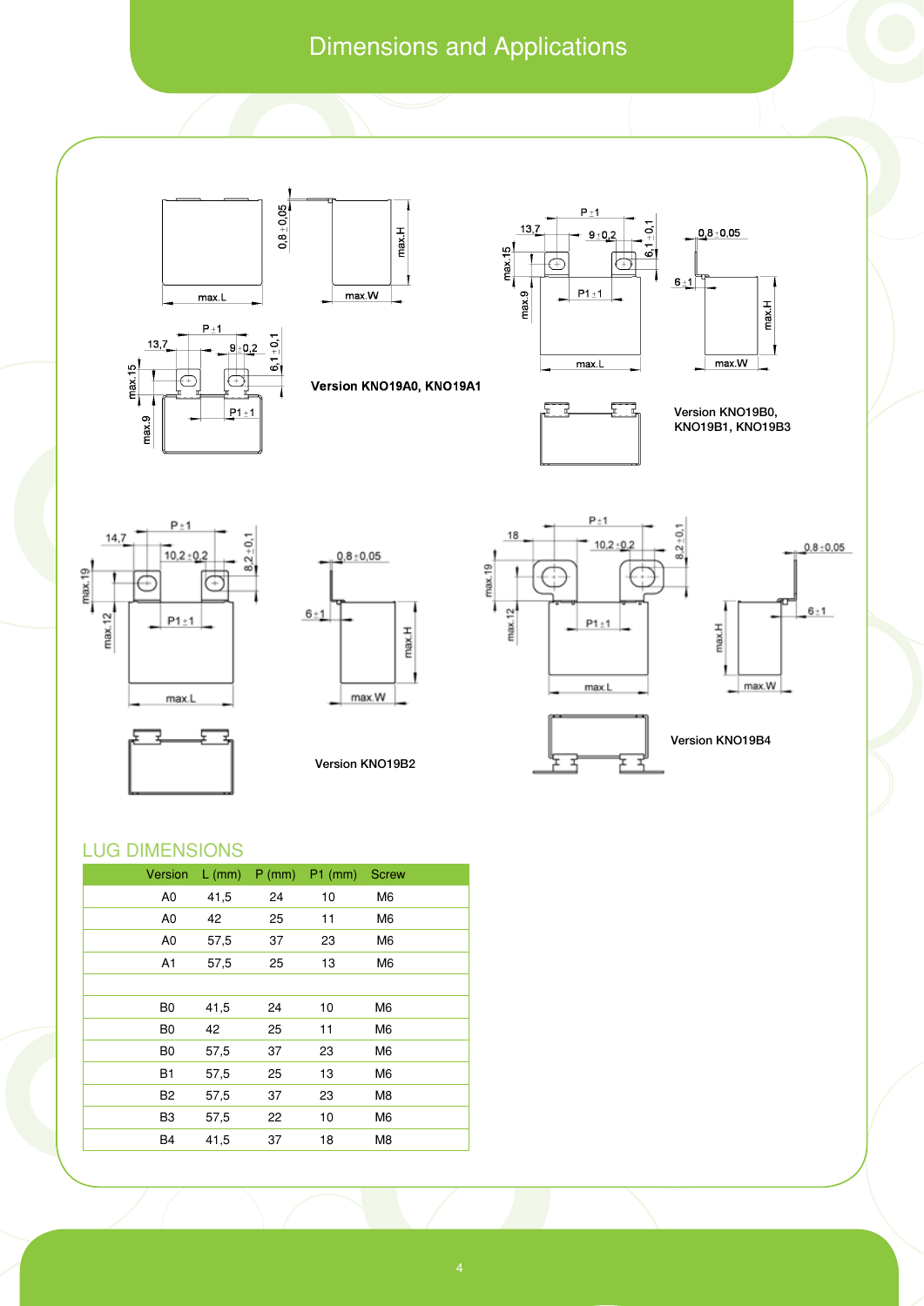# Dimensions and Applications

Version KNO19A0, KNO19A1

Version KNO19B0, KNO19B1, KNO19B3

Version KNO19B2

Version KNO19B4

## LUG DIMENSIONS

| Version | L (mm) | P (mm) | P1 (mm) | Screw |
|---|---|---|---|---|
| A0 | 41,5 | 24 | 10 | M6 |
| A0 | 42 | 25 | 11 | M6 |
| A0 | 57,5 | 37 | 23 | M6 |
| A1 | 57,5 | 25 | 13 | M6 |
| | | | | |
| B0 | 41,5 | 24 | 10 | M6 |
| B0 | 42 | 25 | 11 | M6 |
| B0 | 57,5 | 37 | 23 | M6 |
| B1 | 57,5 | 25 | 13 | M6 |
| B2 | 57,5 | 37 | 23 | M8 |
| B3 | 57,5 | 22 | 10 | M6 |
| B4 | 41,5 | 37 | 18 | M8 |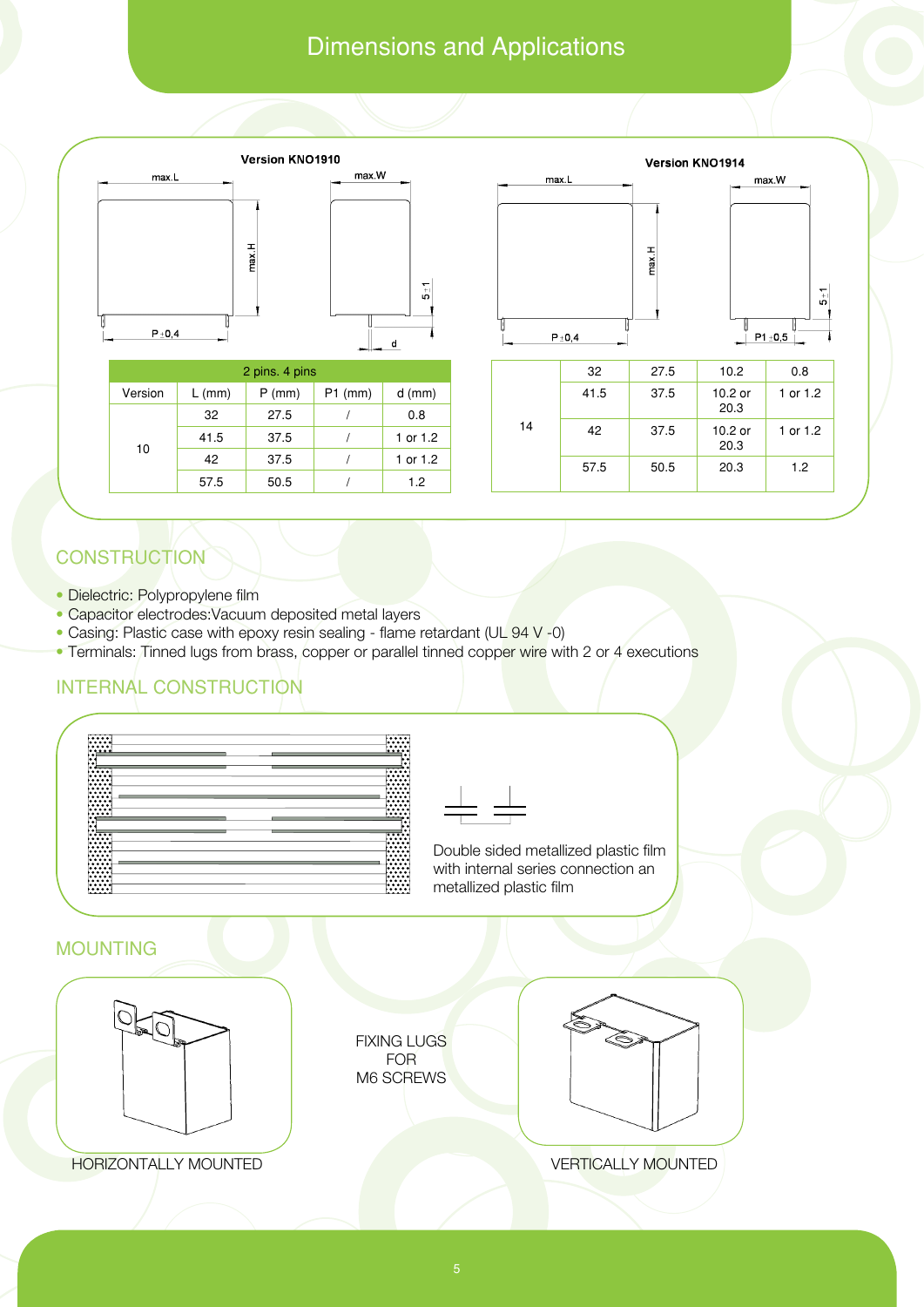# Dimensions and Applications

Version KNO1910

Version KNO1914

| Version | L (mm) | P (mm) | P1 (mm) | d (mm) |
|---|---|---|---|---|
| 2 pins. 4 pins | | | | |
| 10 | 32 | 27.5 | / | 0.8 |
| | 41.5 | 37.5 | / | 1 or 1.2 |
| | 42 | 37.5 | / | 1 or 1.2 |
| | 57.5 | 50.5 | / | 1.2 |
| 14 | 32 | 27.5 | 10.2 | 0.8 |
| | 41.5 | 37.5 | 10.2 or 20.3 | 1 or 1.2 |
| | 42 | 37.5 | 10.2 or 20.3 | 1 or 1.2 |
| | 57.5 | 50.5 | 20.3 | 1.2 |

## CONSTRUCTION

- Dielectric: Polypropylene film
- Capacitor electrodes:Vacuum deposited metal layers
- Casing: Plastic case with epoxy resin sealing - flame retardant (UL 94 V -0)
- Terminals: Tinned lugs from brass, copper or parallel tinned copper wire with 2 or 4 executions

## INTERNAL CONSTRUCTION

Double sided metallized plastic film with internal series connection an metallized plastic film

## MOUNTING

FIXING LUGS FOR M6 SCREWS

HORIZONTALLY MOUNTED

VERTICALLY MOUNTED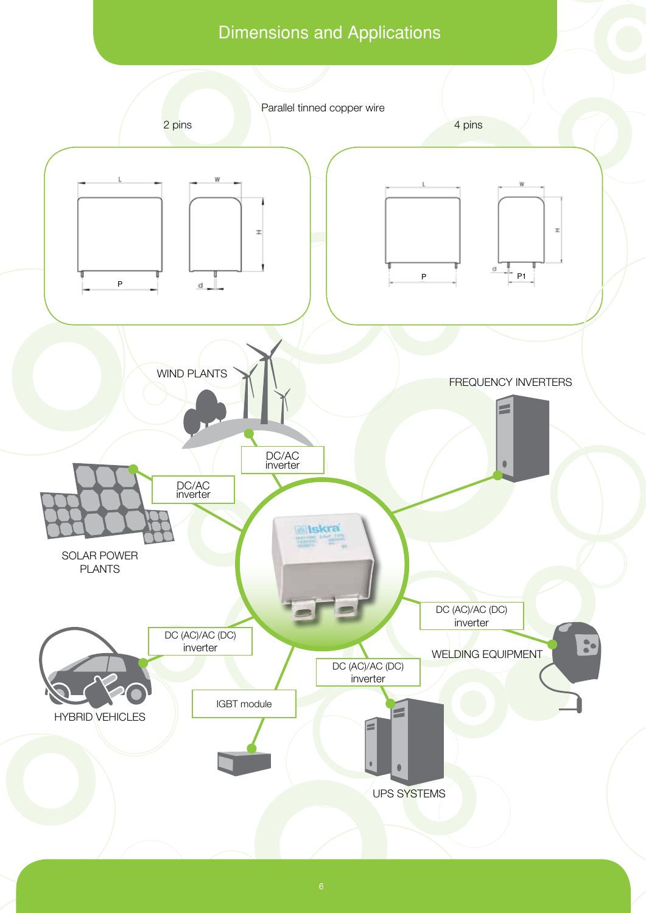# Dimensions and Applications

Parallel tinned copper wire

2 pins

L W H P d

4 pins

L W H P d P1

WIND PLANTS

DC/AC inverter

FREQUENCY INVERTERS

DC/AC inverter

SOLAR POWER PLANTS

DC (AC)/AC (DC) inverter

WELDING EQUIPMENT

DC (AC)/AC (DC) inverter

HYBRID VEHICLES

DC (AC)/AC (DC) inverter

IGBT module

UPS SYSTEMS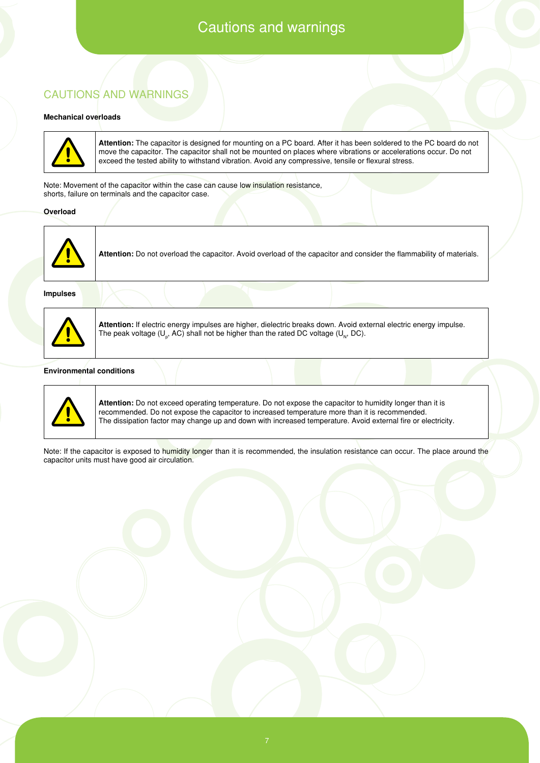# CAUTIONS AND WARNINGS

### Mechanical overloads

| | |
|---|---|
| ⚠ | **Attention:** The capacitor is designed for mounting on a PC board. After it has been soldered to the PC board do not move the capacitor. The capacitor shall not be mounted on places where vibrations or accelerations occur. Do not exceed the tested ability to withstand vibration. Avoid any compressive, tensile or flexural stress. |

Note: Movement of the capacitor within the case can cause low insulation resistance, shorts, failure on terminals and the capacitor case.

### Overload

| | |
|---|---|
| ⚠ | **Attention:** Do not overload the capacitor. Avoid overload of the capacitor and consider the flammability of materials. |

### Impulses

| | |
|---|---|
| ⚠ | **Attention:** If electric energy impulses are higher, dielectric breaks down. Avoid external electric energy impulse. The peak voltage ($U_p$, AC) shall not be higher than the rated DC voltage ($U_N$, DC). |

### Environmental conditions

| | |
|---|---|
| ⚠ | **Attention:** Do not exceed operating temperature. Do not expose the capacitor to humidity longer than it is recommended. Do not expose the capacitor to increased temperature more than it is recommended. The dissipation factor may change up and down with increased temperature. Avoid external fire or electricity. |

Note: If the capacitor is exposed to humidity longer than it is recommended, the insulation resistance can occur. The place around the capacitor units must have good air circulation.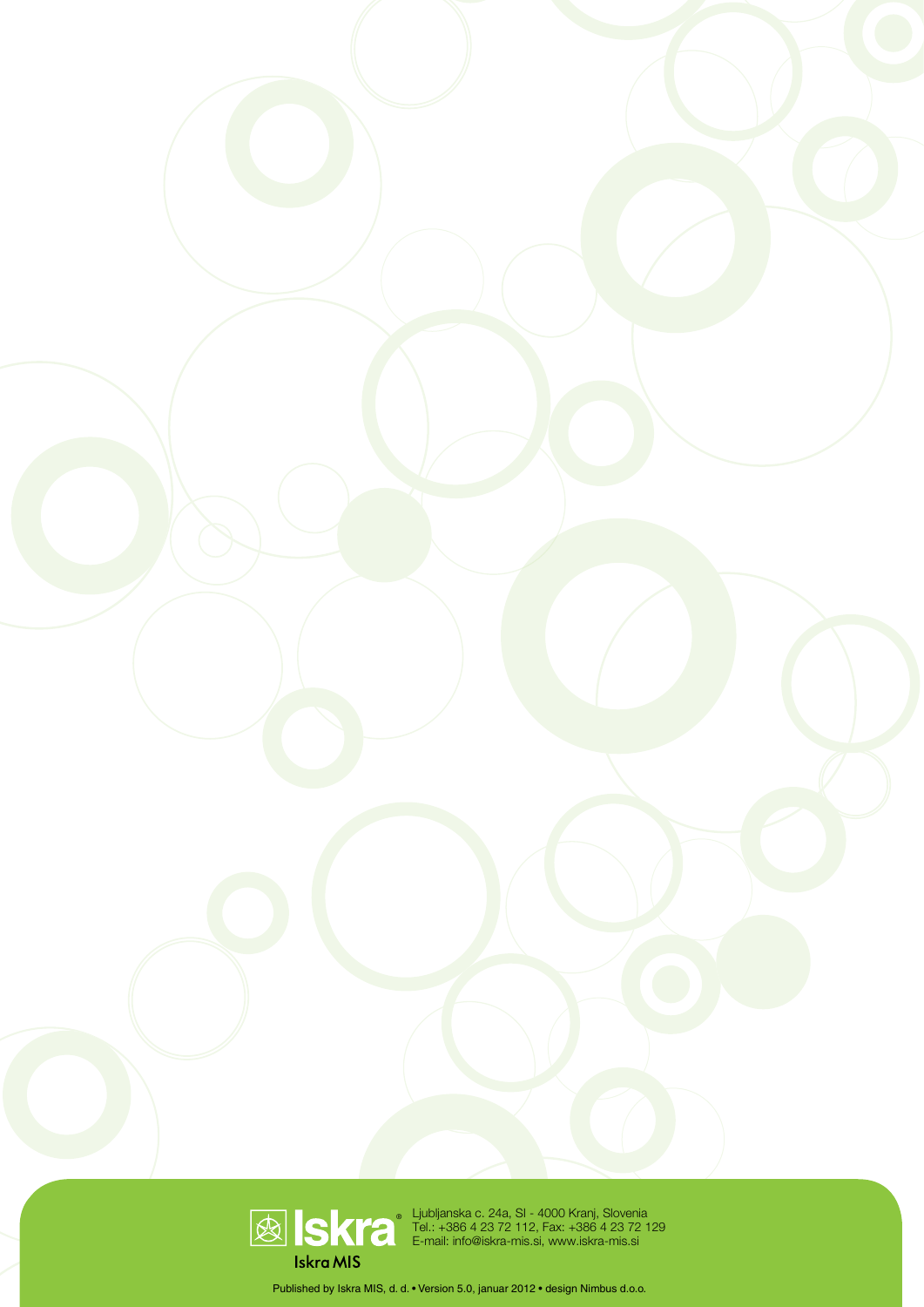Iskra®

Iskra MIS

Ljubljanska c. 24a, SI - 4000 Kranj, Slovenia
Tel.: +386 4 23 72 112, Fax: +386 4 23 72 129
E-mail: info@iskra-mis.si, www.iskra-mis.si

Published by Iskra MIS, d. d. • Version 5.0, januar 2012 • design Nimbus d.o.o.